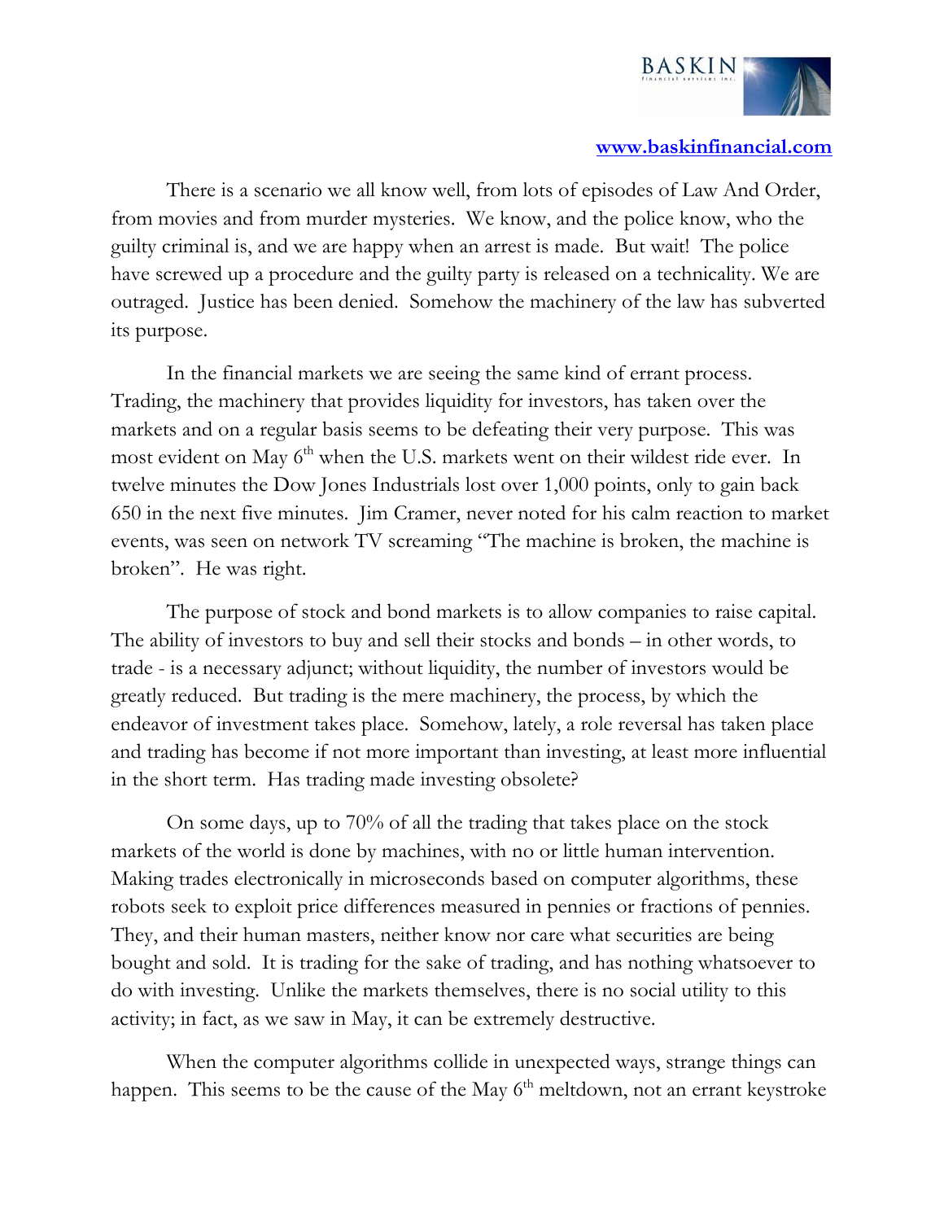www.baskinfinancial.com

There is a scenario we all know well, from lots of episodes of Law And Order, from movies and from murder mysteries. We know, and the police know, who the guilty criminal is, and we are happy when an arrest is made. But wait! The police have screwed up a procedure and the guilty party is released on a technicality. We are outraged. Justice has been denied. Somehow the machinery of the law has subverted its purpose.

In the financial markets we are seeing the same kind of errant process. Trading, the machinery that provides liquidity for investors, has taken over the markets and on a regular basis seems to be defeating their very purpose. This was most evident on May 6th when the U.S. markets went on their wildest ride ever. In twelve minutes the Dow Jones Industrials lost over 1,000 points, only to gain back 650 in the next five minutes. Jim Cramer, never noted for his calm reaction to market events, was seen on network TV screaming "The machine is broken, the machine is broken". He was right.

The purpose of stock and bond markets is to allow companies to raise capital. The ability of investors to buy and sell their stocks and bonds – in other words, to trade - is a necessary adjunct; without liquidity, the number of investors would be greatly reduced. But trading is the mere machinery, the process, by which the endeavor of investment takes place. Somehow, lately, a role reversal has taken place and trading has become if not more important than investing, at least more influential in the short term. Has trading made investing obsolete?

On some days, up to 70% of all the trading that takes place on the stock markets of the world is done by machines, with no or little human intervention. Making trades electronically in microseconds based on computer algorithms, these robots seek to exploit price differences measured in pennies or fractions of pennies. They, and their human masters, neither know nor care what securities are being bought and sold. It is trading for the sake of trading, and has nothing whatsoever to do with investing. Unlike the markets themselves, there is no social utility to this activity; in fact, as we saw in May, it can be extremely destructive.

When the computer algorithms collide in unexpected ways, strange things can happen. This seems to be the cause of the May 6th meltdown, not an errant keystroke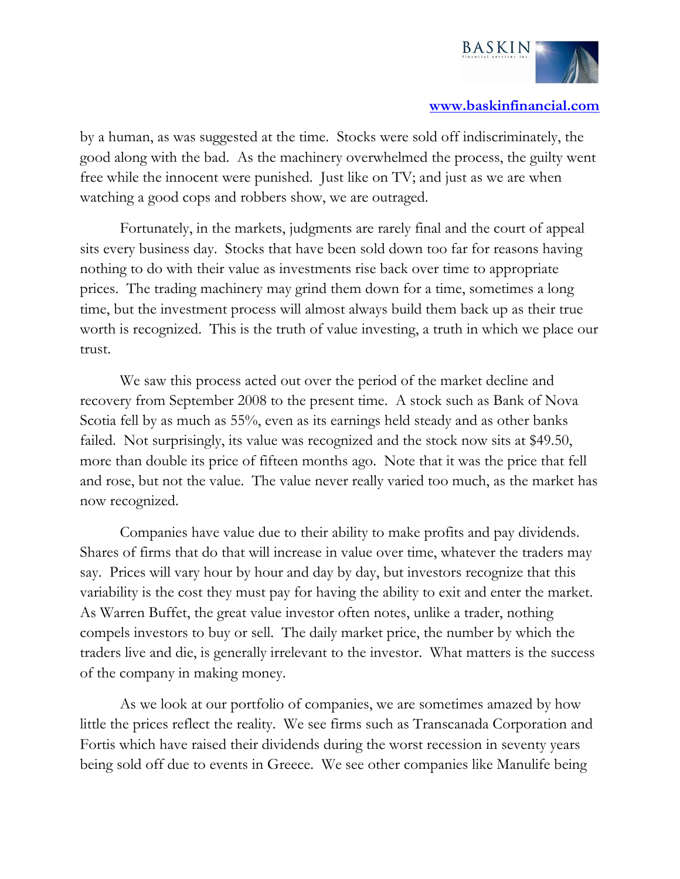by a human, as was suggested at the time. Stocks were sold off indiscriminately, the good along with the bad. As the machinery overwhelmed the process, the guilty went free while the innocent were punished. Just like on TV; and just as we are when watching a good cops and robbers show, we are outraged.

Fortunately, in the markets, judgments are rarely final and the court of appeal sits every business day. Stocks that have been sold down too far for reasons having nothing to do with their value as investments rise back over time to appropriate prices. The trading machinery may grind them down for a time, sometimes a long time, but the investment process will almost always build them back up as their true worth is recognized. This is the truth of value investing, a truth in which we place our trust.

We saw this process acted out over the period of the market decline and recovery from September 2008 to the present time. A stock such as Bank of Nova Scotia fell by as much as 55%, even as its earnings held steady and as other banks failed. Not surprisingly, its value was recognized and the stock now sits at $49.50, more than double its price of fifteen months ago. Note that it was the price that fell and rose, but not the value. The value never really varied too much, as the market has now recognized.

Companies have value due to their ability to make profits and pay dividends. Shares of firms that do that will increase in value over time, whatever the traders may say. Prices will vary hour by hour and day by day, but investors recognize that this variability is the cost they must pay for having the ability to exit and enter the market. As Warren Buffet, the great value investor often notes, unlike a trader, nothing compels investors to buy or sell. The daily market price, the number by which the traders live and die, is generally irrelevant to the investor. What matters is the success of the company in making money.

As we look at our portfolio of companies, we are sometimes amazed by how little the prices reflect the reality. We see firms such as Transcanada Corporation and Fortis which have raised their dividends during the worst recession in seventy years being sold off due to events in Greece. We see other companies like Manulife being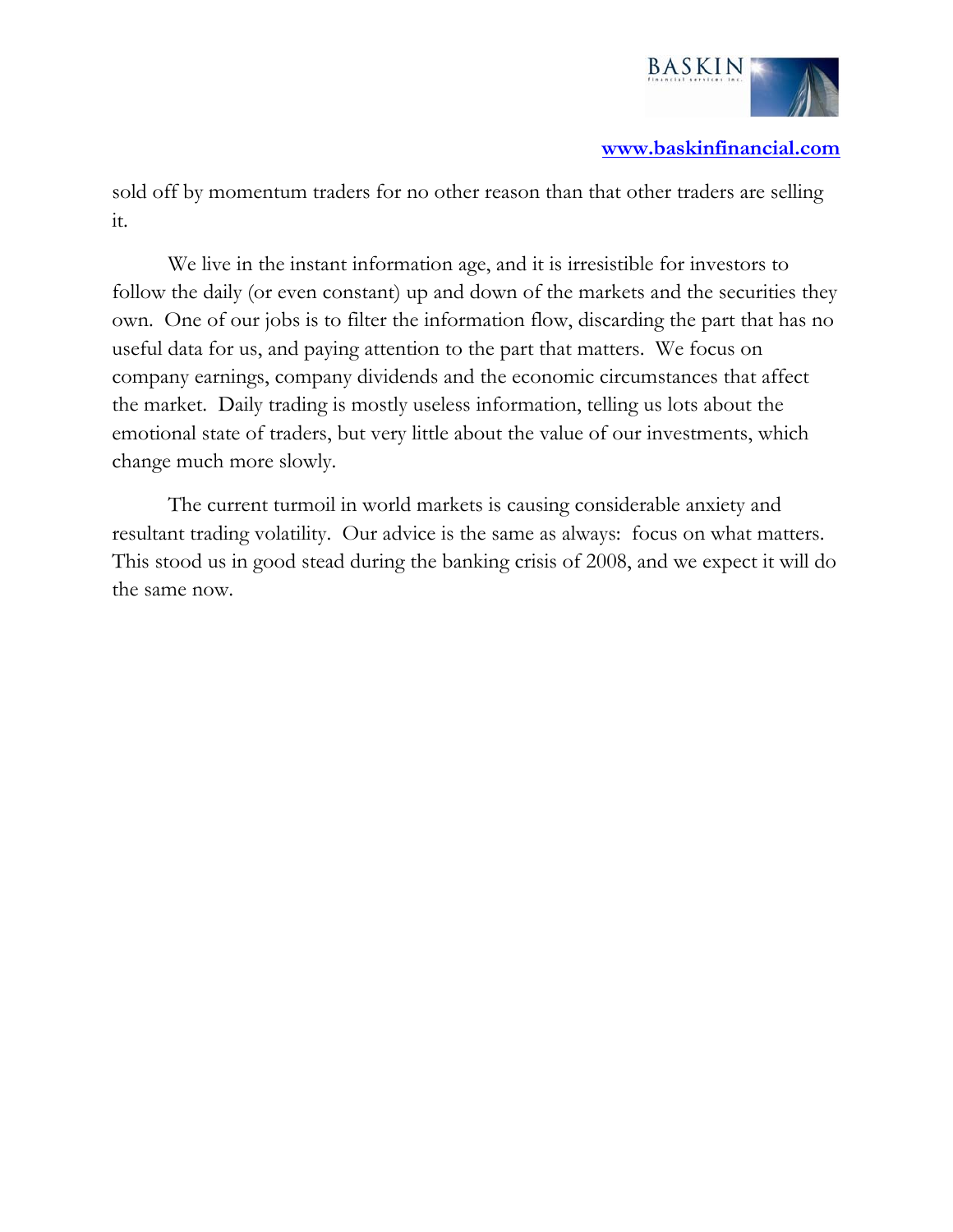sold off by momentum traders for no other reason than that other traders are selling it.

We live in the instant information age, and it is irresistible for investors to follow the daily (or even constant) up and down of the markets and the securities they own. One of our jobs is to filter the information flow, discarding the part that has no useful data for us, and paying attention to the part that matters. We focus on company earnings, company dividends and the economic circumstances that affect the market. Daily trading is mostly useless information, telling us lots about the emotional state of traders, but very little about the value of our investments, which change much more slowly.

The current turmoil in world markets is causing considerable anxiety and resultant trading volatility. Our advice is the same as always: focus on what matters. This stood us in good stead during the banking crisis of 2008, and we expect it will do the same now.